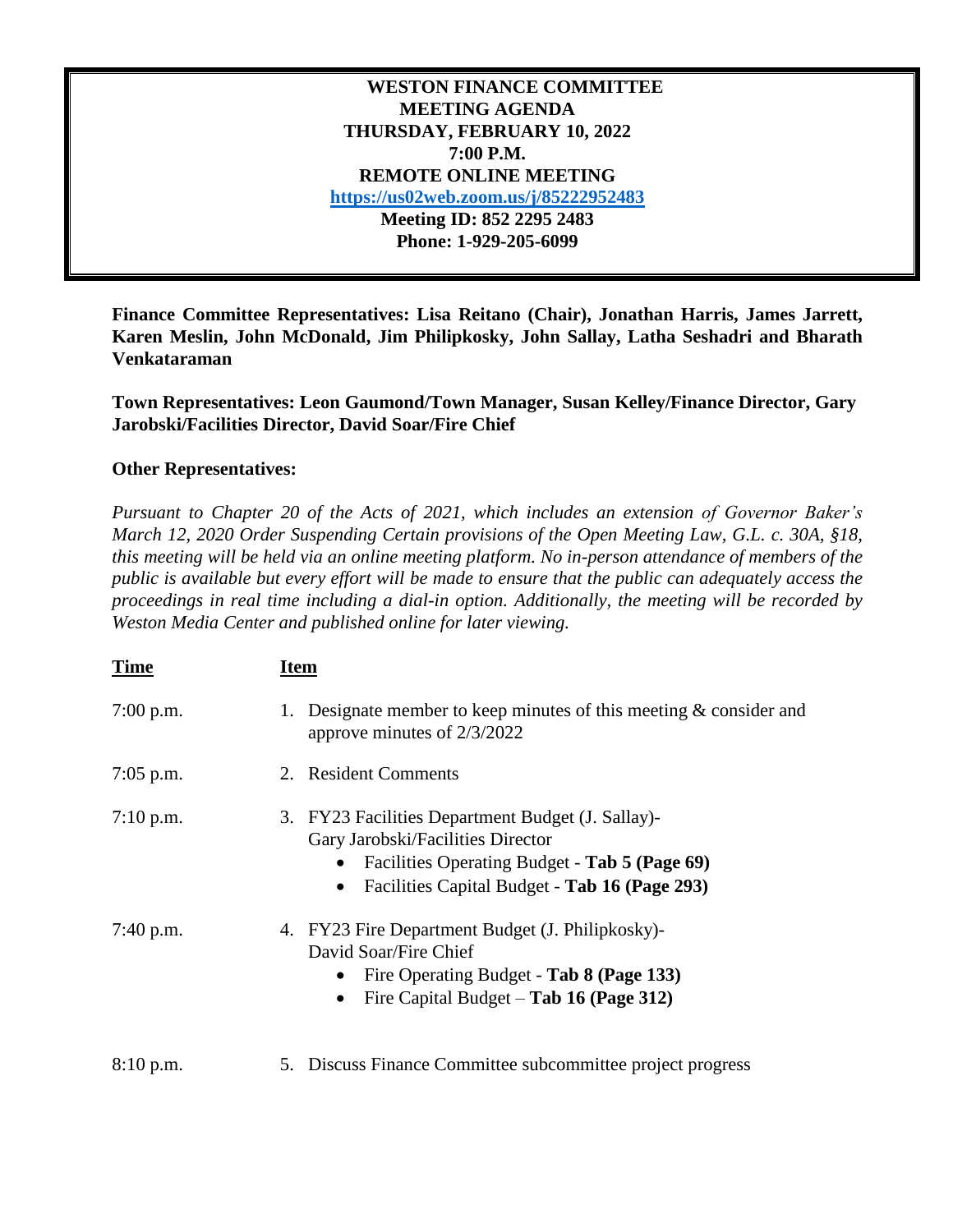# WESTON FINANCE COMMITTEE
## MEETING AGENDA
### THURSDAY, FEBRUARY 10, 2022
### 7:00 P.M.
### REMOTE ONLINE MEETING

**https://us02web.zoom.us/j/85222952483**

**Meeting ID: 852 2295 2483**

**Phone: 1-929-205-6099**

**Finance Committee Representatives: Lisa Reitano (Chair), Jonathan Harris, James Jarrett, Karen Meslin, John McDonald, Jim Philipkosky, John Sallay, Latha Seshadri and Bharath Venkataraman**

**Town Representatives: Leon Gaumond/Town Manager, Susan Kelley/Finance Director, Gary Jarobski/Facilities Director, David Soar/Fire Chief**

**Other Representatives:**

*Pursuant to Chapter 20 of the Acts of 2021, which includes an extension of Governor Baker's March 12, 2020 Order Suspending Certain provisions of the Open Meeting Law, G.L. c. 30A, §18, this meeting will be held via an online meeting platform. No in-person attendance of members of the public is available but every effort will be made to ensure that the public can adequately access the proceedings in real time including a dial-in option. Additionally, the meeting will be recorded by Weston Media Center and published online for later viewing.*

| Time | Item |
|---|---|
| 7:00 p.m. | 1. Designate member to keep minutes of this meeting & consider and approve minutes of 2/3/2022 |
| 7:05 p.m. | 2. Resident Comments |
| 7:10 p.m. | 3. FY23 Facilities Department Budget (J. Sallay)- Gary Jarobski/Facilities Director<br>• Facilities Operating Budget - **Tab 5 (Page 69)**<br>• Facilities Capital Budget - **Tab 16 (Page 293)** |
| 7:40 p.m. | 4. FY23 Fire Department Budget (J. Philipkosky)- David Soar/Fire Chief<br>• Fire Operating Budget - **Tab 8 (Page 133)**<br>• Fire Capital Budget – **Tab 16 (Page 312)** |
| 8:10 p.m. | 5. Discuss Finance Committee subcommittee project progress |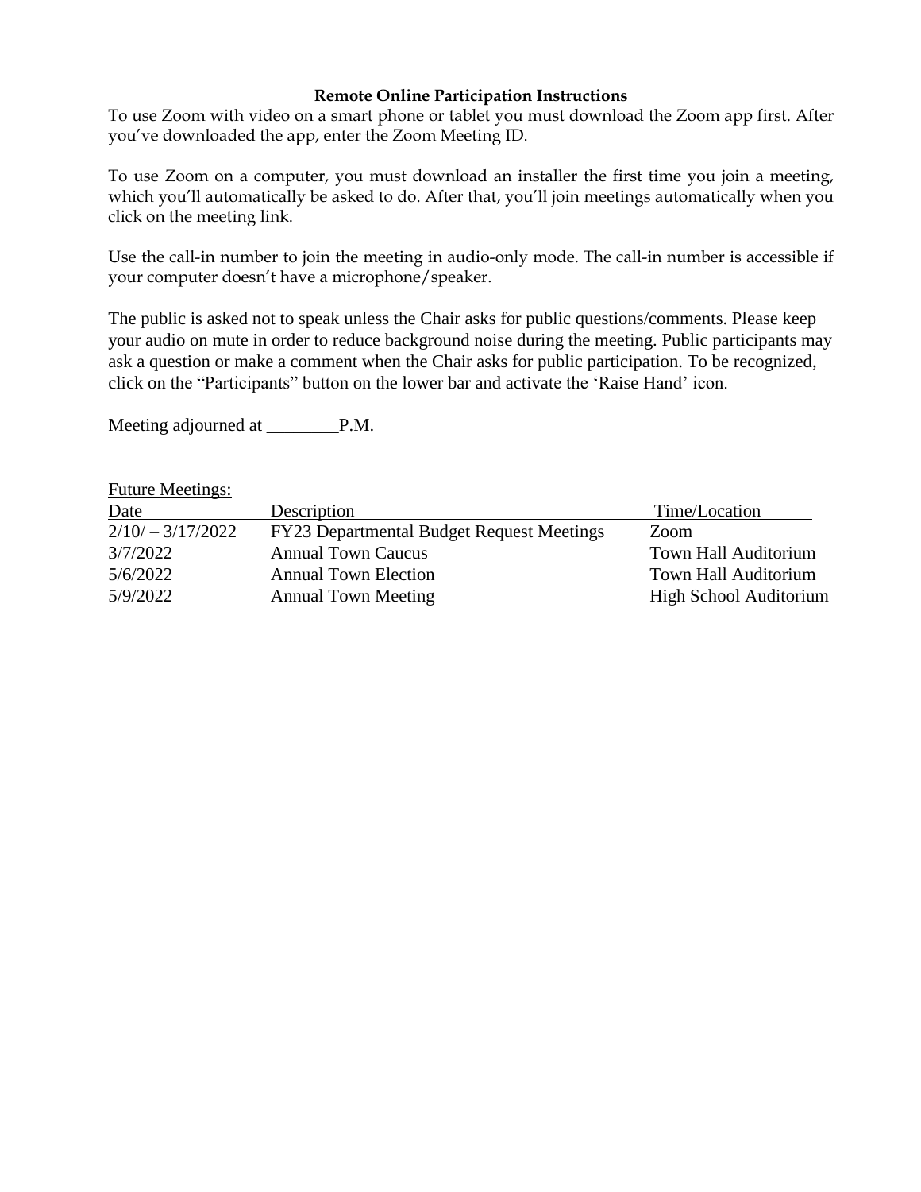**Remote Online Participation Instructions**

To use Zoom with video on a smart phone or tablet you must download the Zoom app first. After you've downloaded the app, enter the Zoom Meeting ID.

To use Zoom on a computer, you must download an installer the first time you join a meeting, which you'll automatically be asked to do. After that, you'll join meetings automatically when you click on the meeting link.

Use the call-in number to join the meeting in audio-only mode. The call-in number is accessible if your computer doesn't have a microphone/speaker.

The public is asked not to speak unless the Chair asks for public questions/comments. Please keep your audio on mute in order to reduce background noise during the meeting. Public participants may ask a question or make a comment when the Chair asks for public participation. To be recognized, click on the "Participants" button on the lower bar and activate the 'Raise Hand' icon.

Meeting adjourned at ________P.M.

Future Meetings:

| Date | Description | Time/Location |
|---|---|---|
| 2/10/ – 3/17/2022 | FY23 Departmental Budget Request Meetings | Zoom |
| 3/7/2022 | Annual Town Caucus | Town Hall Auditorium |
| 5/6/2022 | Annual Town Election | Town Hall Auditorium |
| 5/9/2022 | Annual Town Meeting | High School Auditorium |